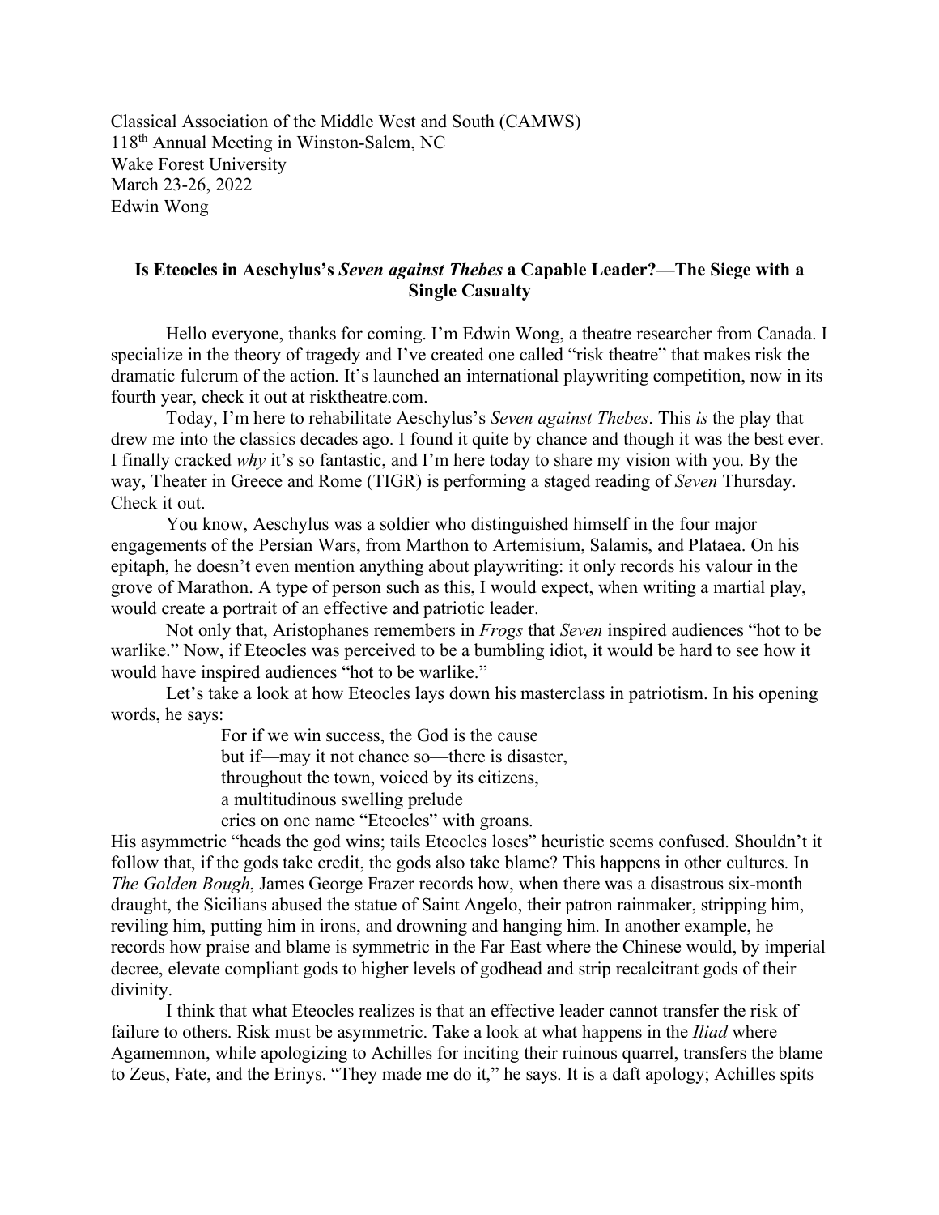Classical Association of the Middle West and South (CAMWS)
118th Annual Meeting in Winston-Salem, NC
Wake Forest University
March 23-26, 2022
Edwin Wong

**Is Eteocles in Aeschylus's *Seven against Thebes* a Capable Leader?—The Siege with a Single Casualty**

Hello everyone, thanks for coming. I'm Edwin Wong, a theatre researcher from Canada. I specialize in the theory of tragedy and I've created one called "risk theatre" that makes risk the dramatic fulcrum of the action. It's launched an international playwriting competition, now in its fourth year, check it out at risktheatre.com.

Today, I'm here to rehabilitate Aeschylus's *Seven against Thebes*. This *is* the play that drew me into the classics decades ago. I found it quite by chance and though it was the best ever. I finally cracked *why* it's so fantastic, and I'm here today to share my vision with you. By the way, Theater in Greece and Rome (TIGR) is performing a staged reading of *Seven* Thursday. Check it out.

You know, Aeschylus was a soldier who distinguished himself in the four major engagements of the Persian Wars, from Marthon to Artemisium, Salamis, and Plataea. On his epitaph, he doesn't even mention anything about playwriting: it only records his valour in the grove of Marathon. A type of person such as this, I would expect, when writing a martial play, would create a portrait of an effective and patriotic leader.

Not only that, Aristophanes remembers in *Frogs* that *Seven* inspired audiences "hot to be warlike." Now, if Eteocles was perceived to be a bumbling idiot, it would be hard to see how it would have inspired audiences "hot to be warlike."

Let's take a look at how Eteocles lays down his masterclass in patriotism. In his opening words, he says:

> For if we win success, the God is the cause
> but if—may it not chance so—there is disaster,
> throughout the town, voiced by its citizens,
> a multitudinous swelling prelude
> cries on one name "Eteocles" with groans.

His asymmetric "heads the god wins; tails Eteocles loses" heuristic seems confused. Shouldn't it follow that, if the gods take credit, the gods also take blame? This happens in other cultures. In *The Golden Bough*, James George Frazer records how, when there was a disastrous six-month draught, the Sicilians abused the statue of Saint Angelo, their patron rainmaker, stripping him, reviling him, putting him in irons, and drowning and hanging him. In another example, he records how praise and blame is symmetric in the Far East where the Chinese would, by imperial decree, elevate compliant gods to higher levels of godhead and strip recalcitrant gods of their divinity.

I think that what Eteocles realizes is that an effective leader cannot transfer the risk of failure to others. Risk must be asymmetric. Take a look at what happens in the *Iliad* where Agamemnon, while apologizing to Achilles for inciting their ruinous quarrel, transfers the blame to Zeus, Fate, and the Erinys. "They made me do it," he says. It is a daft apology; Achilles spits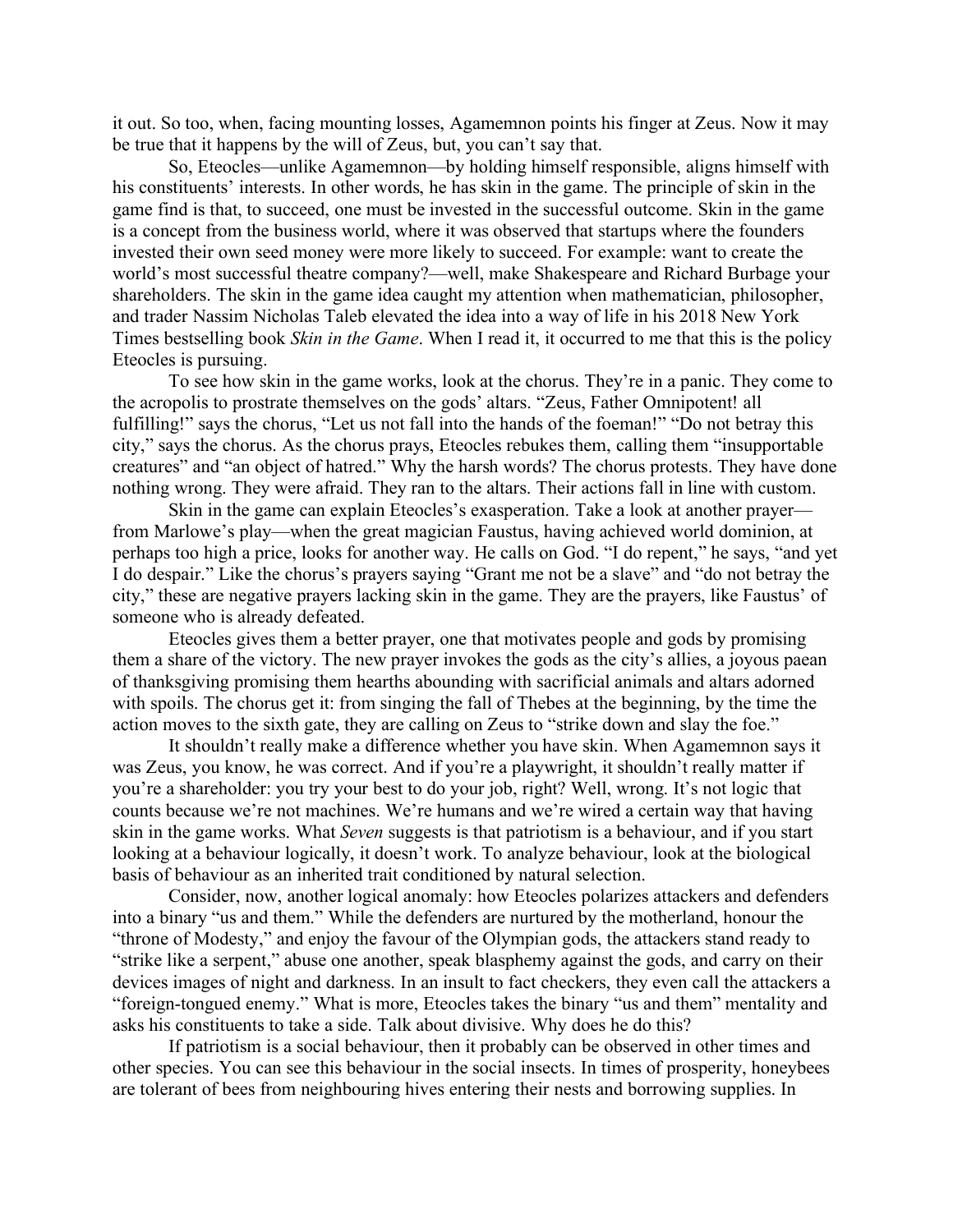it out. So too, when, facing mounting losses, Agamemnon points his finger at Zeus. Now it may be true that it happens by the will of Zeus, but, you can't say that.

So, Eteocles—unlike Agamemnon—by holding himself responsible, aligns himself with his constituents' interests. In other words, he has skin in the game. The principle of skin in the game find is that, to succeed, one must be invested in the successful outcome. Skin in the game is a concept from the business world, where it was observed that startups where the founders invested their own seed money were more likely to succeed. For example: want to create the world's most successful theatre company?—well, make Shakespeare and Richard Burbage your shareholders. The skin in the game idea caught my attention when mathematician, philosopher, and trader Nassim Nicholas Taleb elevated the idea into a way of life in his 2018 New York Times bestselling book *Skin in the Game*. When I read it, it occurred to me that this is the policy Eteocles is pursuing.

To see how skin in the game works, look at the chorus. They're in a panic. They come to the acropolis to prostrate themselves on the gods' altars. "Zeus, Father Omnipotent! all fulfilling!" says the chorus, "Let us not fall into the hands of the foeman!" "Do not betray this city," says the chorus. As the chorus prays, Eteocles rebukes them, calling them "insupportable creatures" and "an object of hatred." Why the harsh words? The chorus protests. They have done nothing wrong. They were afraid. They ran to the altars. Their actions fall in line with custom.

Skin in the game can explain Eteocles's exasperation. Take a look at another prayer—from Marlowe's play—when the great magician Faustus, having achieved world dominion, at perhaps too high a price, looks for another way. He calls on God. "I do repent," he says, "and yet I do despair." Like the chorus's prayers saying "Grant me not be a slave" and "do not betray the city," these are negative prayers lacking skin in the game. They are the prayers, like Faustus' of someone who is already defeated.

Eteocles gives them a better prayer, one that motivates people and gods by promising them a share of the victory. The new prayer invokes the gods as the city's allies, a joyous paean of thanksgiving promising them hearths abounding with sacrificial animals and altars adorned with spoils. The chorus get it: from singing the fall of Thebes at the beginning, by the time the action moves to the sixth gate, they are calling on Zeus to "strike down and slay the foe."

It shouldn't really make a difference whether you have skin. When Agamemnon says it was Zeus, you know, he was correct. And if you're a playwright, it shouldn't really matter if you're a shareholder: you try your best to do your job, right? Well, wrong. It's not logic that counts because we're not machines. We're humans and we're wired a certain way that having skin in the game works. What *Seven* suggests is that patriotism is a behaviour, and if you start looking at a behaviour logically, it doesn't work. To analyze behaviour, look at the biological basis of behaviour as an inherited trait conditioned by natural selection.

Consider, now, another logical anomaly: how Eteocles polarizes attackers and defenders into a binary "us and them." While the defenders are nurtured by the motherland, honour the "throne of Modesty," and enjoy the favour of the Olympian gods, the attackers stand ready to "strike like a serpent," abuse one another, speak blasphemy against the gods, and carry on their devices images of night and darkness. In an insult to fact checkers, they even call the attackers a "foreign-tongued enemy." What is more, Eteocles takes the binary "us and them" mentality and asks his constituents to take a side. Talk about divisive. Why does he do this?

If patriotism is a social behaviour, then it probably can be observed in other times and other species. You can see this behaviour in the social insects. In times of prosperity, honeybees are tolerant of bees from neighbouring hives entering their nests and borrowing supplies. In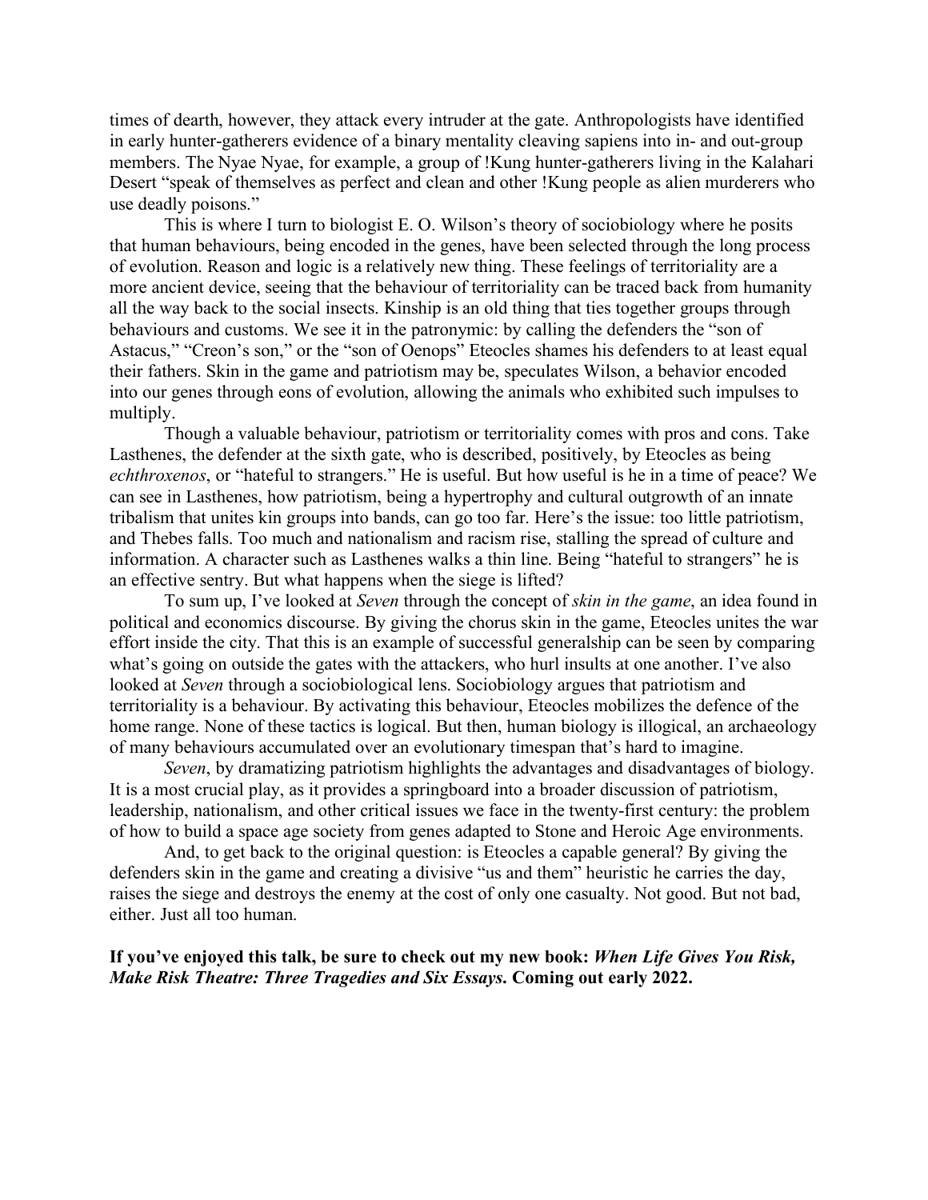times of dearth, however, they attack every intruder at the gate. Anthropologists have identified in early hunter-gatherers evidence of a binary mentality cleaving sapiens into in- and out-group members. The Nyae Nyae, for example, a group of !Kung hunter-gatherers living in the Kalahari Desert "speak of themselves as perfect and clean and other !Kung people as alien murderers who use deadly poisons."

This is where I turn to biologist E. O. Wilson's theory of sociobiology where he posits that human behaviours, being encoded in the genes, have been selected through the long process of evolution. Reason and logic is a relatively new thing. These feelings of territoriality are a more ancient device, seeing that the behaviour of territoriality can be traced back from humanity all the way back to the social insects. Kinship is an old thing that ties together groups through behaviours and customs. We see it in the patronymic: by calling the defenders the "son of Astacus," "Creon's son," or the "son of Oenops" Eteocles shames his defenders to at least equal their fathers. Skin in the game and patriotism may be, speculates Wilson, a behavior encoded into our genes through eons of evolution, allowing the animals who exhibited such impulses to multiply.

Though a valuable behaviour, patriotism or territoriality comes with pros and cons. Take Lasthenes, the defender at the sixth gate, who is described, positively, by Eteocles as being *echthroxenos*, or "hateful to strangers." He is useful. But how useful is he in a time of peace? We can see in Lasthenes, how patriotism, being a hypertrophy and cultural outgrowth of an innate tribalism that unites kin groups into bands, can go too far. Here's the issue: too little patriotism, and Thebes falls. Too much and nationalism and racism rise, stalling the spread of culture and information. A character such as Lasthenes walks a thin line. Being "hateful to strangers" he is an effective sentry. But what happens when the siege is lifted?

To sum up, I've looked at *Seven* through the concept of *skin in the game*, an idea found in political and economics discourse. By giving the chorus skin in the game, Eteocles unites the war effort inside the city. That this is an example of successful generalship can be seen by comparing what's going on outside the gates with the attackers, who hurl insults at one another. I've also looked at *Seven* through a sociobiological lens. Sociobiology argues that patriotism and territoriality is a behaviour. By activating this behaviour, Eteocles mobilizes the defence of the home range. None of these tactics is logical. But then, human biology is illogical, an archaeology of many behaviours accumulated over an evolutionary timespan that's hard to imagine.

*Seven*, by dramatizing patriotism highlights the advantages and disadvantages of biology. It is a most crucial play, as it provides a springboard into a broader discussion of patriotism, leadership, nationalism, and other critical issues we face in the twenty-first century: the problem of how to build a space age society from genes adapted to Stone and Heroic Age environments.

And, to get back to the original question: is Eteocles a capable general? By giving the defenders skin in the game and creating a divisive "us and them" heuristic he carries the day, raises the siege and destroys the enemy at the cost of only one casualty. Not good. But not bad, either. Just all too human.

**If you've enjoyed this talk, be sure to check out my new book: *When Life Gives You Risk, Make Risk Theatre: Three Tragedies and Six Essays*. Coming out early 2022.**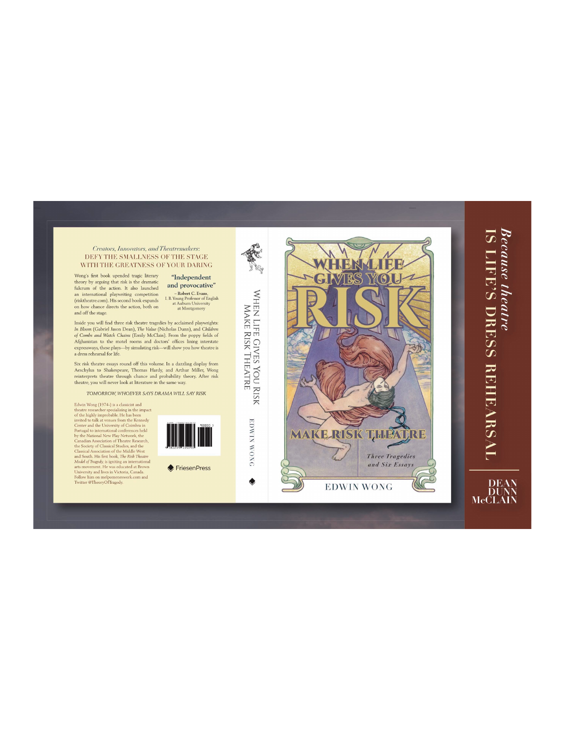*Creators, Innovators, and Theatremakers*:

DEFY THE SMALLNESS OF THE STAGE WITH THE GREATNESS OF YOUR DARING

Wong's first book upended tragic literary theory by arguing that risk is the dramatic fulcrum of the action. It also launched an international playwriting competition (risktheatre.com). His second book expands on how chance directs the action, both on and off the stage.

**"Independent and provocative"**

– Robert C. Evans, I. B. Young Professor of English at Auburn University at Montgomery

Inside you will find three risk theatre tragedies by acclaimed playwrights: *In Bloom* (Gabriel Jason Dean), *The Value* (Nicholas Dunn), and *Children of Combs and Watch Chains* (Emily McClain). From the poppy fields of Afghanistan to the motel rooms and doctors' offices lining interstate expressways, these plays—by simulating risk—will show you how theatre is a dress rehearsal for life.

Six risk theatre essays round off this volume. In a dazzling display from Aeschylus to Shakespeare, Thomas Hardy, and Arthur Miller, Wong reinterprets theatre through chance and probability theory. After risk theatre, you will never look at literature in the same way.

*TOMORROW, WHOEVER SAYS DRAMA WILL SAY RISK*

Edwin Wong (1974-) is a classicist and theatre researcher specializing in the impact of the highly improbable. He has been invited to talk at venues from the Kennedy Center and the University of Coimbra in Portugal to international conferences held by the National New Play Network, the Canadian Association of Theatre Research, the Society of Classical Studies, and the Classical Association of the Middle West and South. His first book, *The Risk Theatre Model of Tragedy*, is igniting an international arts movement. He was educated at Brown University and lives in Victoria, Canada. Follow him on melpomenework.com and Twitter @TheoryOfTragedy.

FriesenPress

WHEN LIFE GIVES YOU RISK MAKE RISK THEATRE

EDWIN WONG

# WHEN LIFE GIVES YOU RISK

# MAKE RISK THEATRE

*Three Tragedies and Six Essays*

EDWIN WONG

*Because theatre*

IS LIFE'S DRESS REHEARSAL

DEAN
DUNN
McCLAIN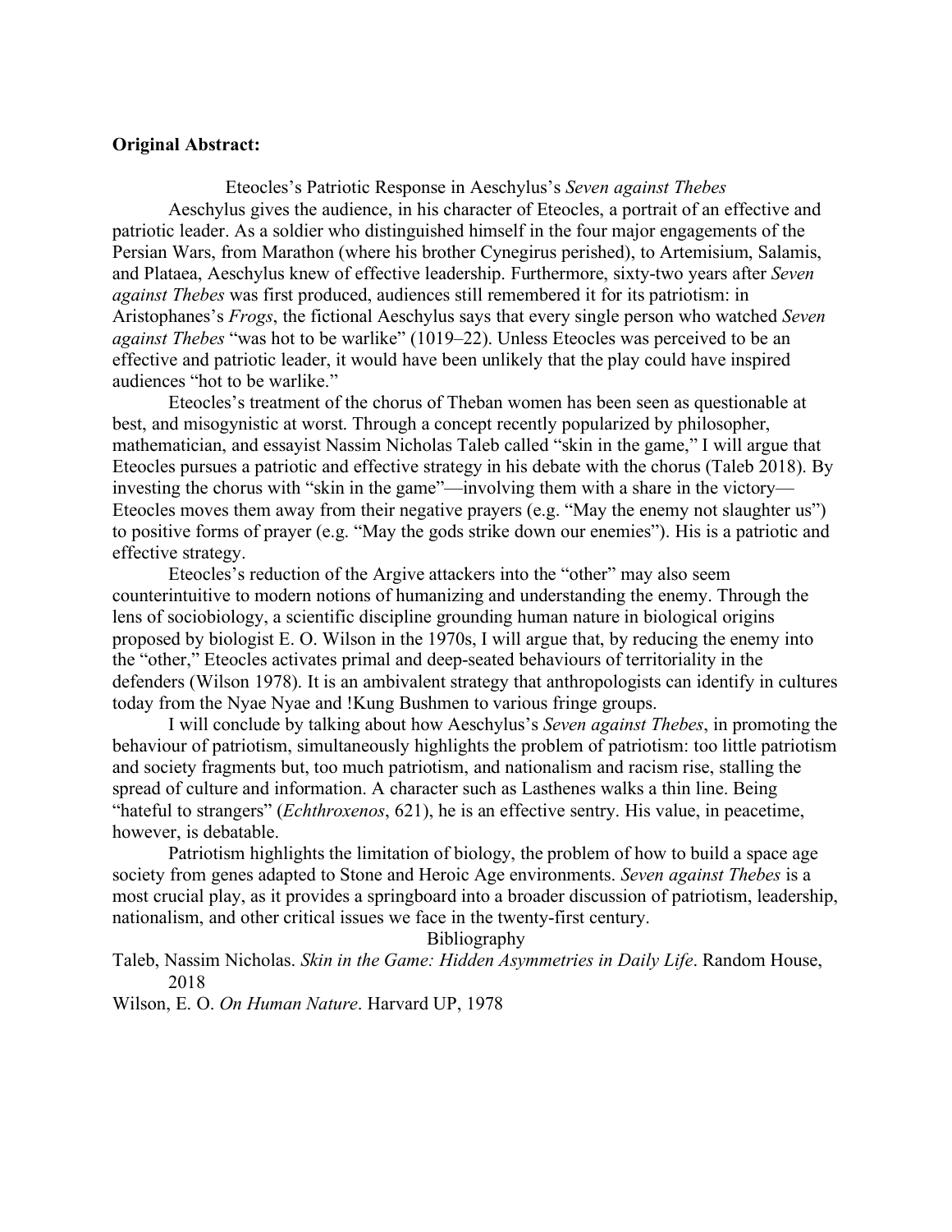**Original Abstract:**

Eteocles's Patriotic Response in Aeschylus's *Seven against Thebes*

Aeschylus gives the audience, in his character of Eteocles, a portrait of an effective and patriotic leader. As a soldier who distinguished himself in the four major engagements of the Persian Wars, from Marathon (where his brother Cynegirus perished), to Artemisium, Salamis, and Plataea, Aeschylus knew of effective leadership. Furthermore, sixty-two years after *Seven against Thebes* was first produced, audiences still remembered it for its patriotism: in Aristophanes's *Frogs*, the fictional Aeschylus says that every single person who watched *Seven against Thebes* "was hot to be warlike" (1019–22). Unless Eteocles was perceived to be an effective and patriotic leader, it would have been unlikely that the play could have inspired audiences "hot to be warlike."

Eteocles's treatment of the chorus of Theban women has been seen as questionable at best, and misogynistic at worst. Through a concept recently popularized by philosopher, mathematician, and essayist Nassim Nicholas Taleb called "skin in the game," I will argue that Eteocles pursues a patriotic and effective strategy in his debate with the chorus (Taleb 2018). By investing the chorus with "skin in the game"—involving them with a share in the victory—Eteocles moves them away from their negative prayers (e.g. "May the enemy not slaughter us") to positive forms of prayer (e.g. "May the gods strike down our enemies"). His is a patriotic and effective strategy.

Eteocles's reduction of the Argive attackers into the "other" may also seem counterintuitive to modern notions of humanizing and understanding the enemy. Through the lens of sociobiology, a scientific discipline grounding human nature in biological origins proposed by biologist E. O. Wilson in the 1970s, I will argue that, by reducing the enemy into the "other," Eteocles activates primal and deep-seated behaviours of territoriality in the defenders (Wilson 1978). It is an ambivalent strategy that anthropologists can identify in cultures today from the Nyae Nyae and !Kung Bushmen to various fringe groups.

I will conclude by talking about how Aeschylus's *Seven against Thebes*, in promoting the behaviour of patriotism, simultaneously highlights the problem of patriotism: too little patriotism and society fragments but, too much patriotism, and nationalism and racism rise, stalling the spread of culture and information. A character such as Lasthenes walks a thin line. Being "hateful to strangers" (*Echthroxenos*, 621), he is an effective sentry. His value, in peacetime, however, is debatable.

Patriotism highlights the limitation of biology, the problem of how to build a space age society from genes adapted to Stone and Heroic Age environments. *Seven against Thebes* is a most crucial play, as it provides a springboard into a broader discussion of patriotism, leadership, nationalism, and other critical issues we face in the twenty-first century.

Bibliography

Taleb, Nassim Nicholas. *Skin in the Game: Hidden Asymmetries in Daily Life*. Random House, 2018

Wilson, E. O. *On Human Nature*. Harvard UP, 1978